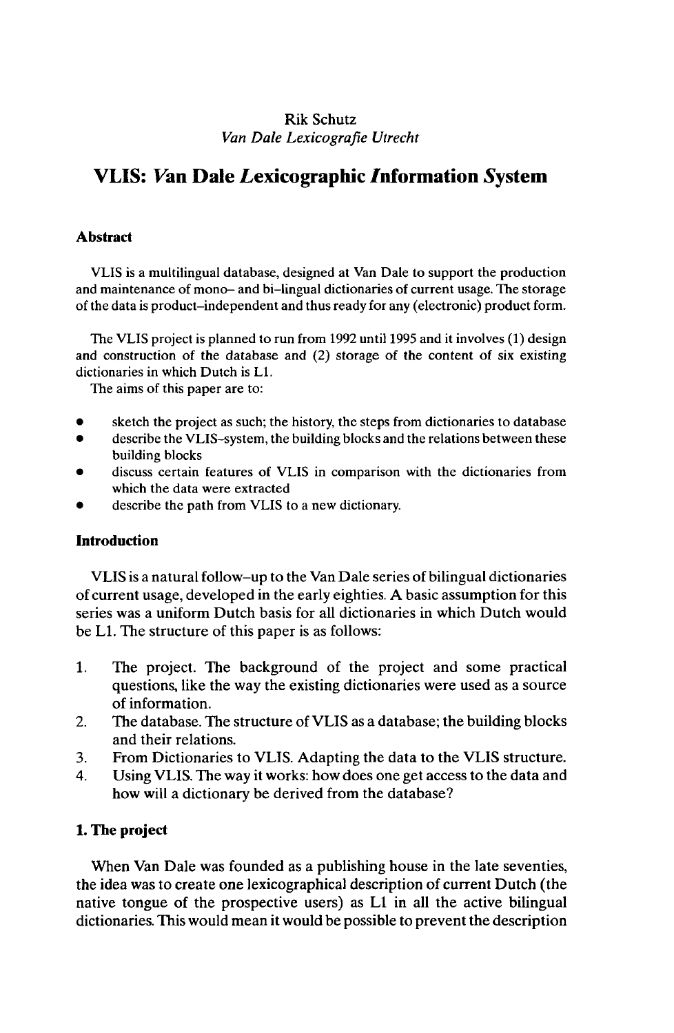Rik Schutz
*Van Dale Lexicografie Utrecht*

# VLIS: *V*an Dale *L*exicographic *I*nformation *S*ystem

## Abstract

VLIS is a multilingual database, designed at Van Dale to support the production and maintenance of mono– and bi–lingual dictionaries of current usage. The storage of the data is product–independent and thus ready for any (electronic) product form.

The VLIS project is planned to run from 1992 until 1995 and it involves (1) design and construction of the database and (2) storage of the content of six existing dictionaries in which Dutch is L1.

The aims of this paper are to:

- sketch the project as such; the history, the steps from dictionaries to database
- describe the VLIS–system, the building blocks and the relations between these building blocks
- discuss certain features of VLIS in comparison with the dictionaries from which the data were extracted
- describe the path from VLIS to a new dictionary.

## Introduction

VLIS is a natural follow–up to the Van Dale series of bilingual dictionaries of current usage, developed in the early eighties. A basic assumption for this series was a uniform Dutch basis for all dictionaries in which Dutch would be L1. The structure of this paper is as follows:

1. The project. The background of the project and some practical questions, like the way the existing dictionaries were used as a source of information.
2. The database. The structure of VLIS as a database; the building blocks and their relations.
3. From Dictionaries to VLIS. Adapting the data to the VLIS structure.
4. Using VLIS. The way it works: how does one get access to the data and how will a dictionary be derived from the database?

## 1. The project

When Van Dale was founded as a publishing house in the late seventies, the idea was to create one lexicographical description of current Dutch (the native tongue of the prospective users) as L1 in all the active bilingual dictionaries. This would mean it would be possible to prevent the description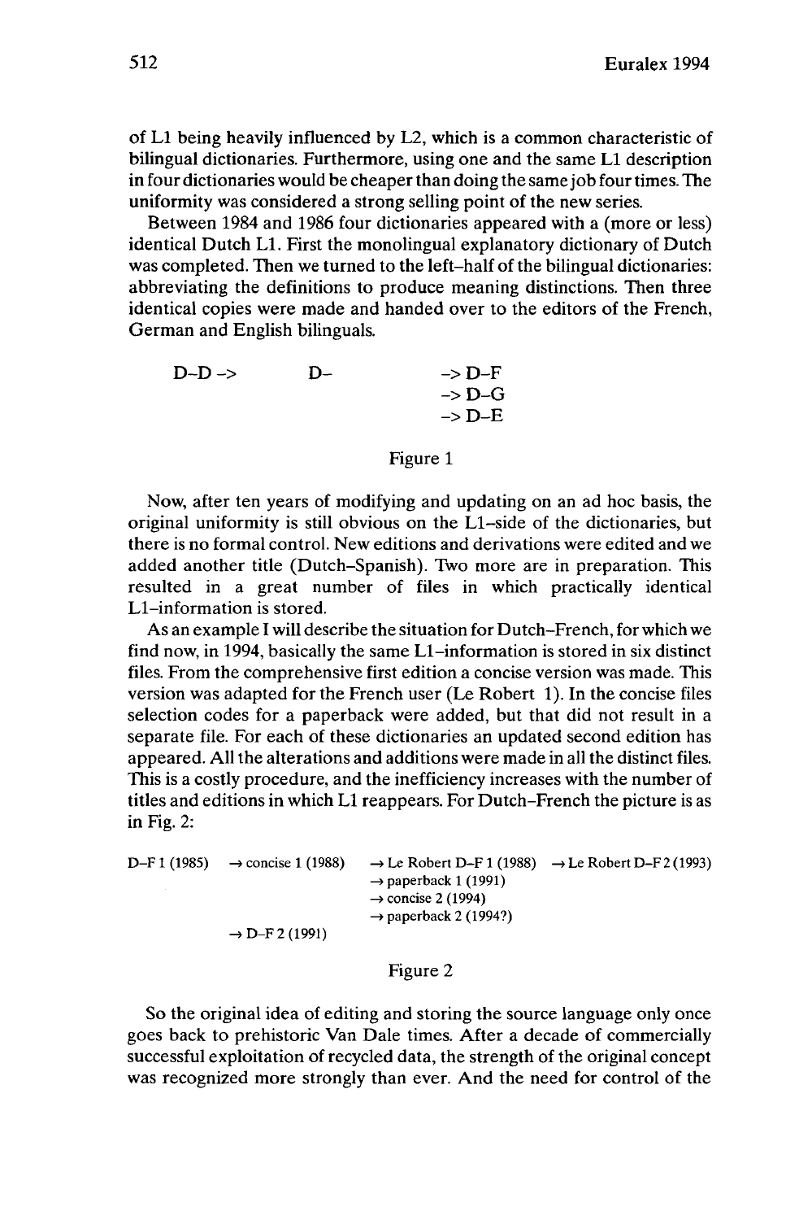of L1 being heavily influenced by L2, which is a common characteristic of bilingual dictionaries. Furthermore, using one and the same L1 description in four dictionaries would be cheaper than doing the same job four times. The uniformity was considered a strong selling point of the new series.

Between 1984 and 1986 four dictionaries appeared with a (more or less) identical Dutch L1. First the monolingual explanatory dictionary of Dutch was completed. Then we turned to the left–half of the bilingual dictionaries: abbreviating the definitions to produce meaning distinctions. Then three identical copies were made and handed over to the editors of the French, German and English bilinguals.

```
D–D ->        D–         -> D–F
                         -> D–G
                         -> D–E
```

Figure 1

Now, after ten years of modifying and updating on an ad hoc basis, the original uniformity is still obvious on the L1–side of the dictionaries, but there is no formal control. New editions and derivations were edited and we added another title (Dutch–Spanish). Two more are in preparation. This resulted in a great number of files in which practically identical L1–information is stored.

As an example I will describe the situation for Dutch–French, for which we find now, in 1994, basically the same L1–information is stored in six distinct files. From the comprehensive first edition a concise version was made. This version was adapted for the French user (Le Robert 1). In the concise files selection codes for a paperback were added, but that did not result in a separate file. For each of these dictionaries an updated second edition has appeared. All the alterations and additions were made in all the distinct files. This is a costly procedure, and the inefficiency increases with the number of titles and editions in which L1 reappears. For Dutch–French the picture is as in Fig. 2:

```
D–F 1 (1985)   → concise 1 (1988)   → Le Robert D–F 1 (1988)   → Le Robert D–F 2 (1993)
                                    → paperback 1 (1991)
                                    → concise 2 (1994)
                                    → paperback 2 (1994?)
               → D–F 2 (1991)
```

Figure 2

So the original idea of editing and storing the source language only once goes back to prehistoric Van Dale times. After a decade of commercially successful exploitation of recycled data, the strength of the original concept was recognized more strongly than ever. And the need for control of the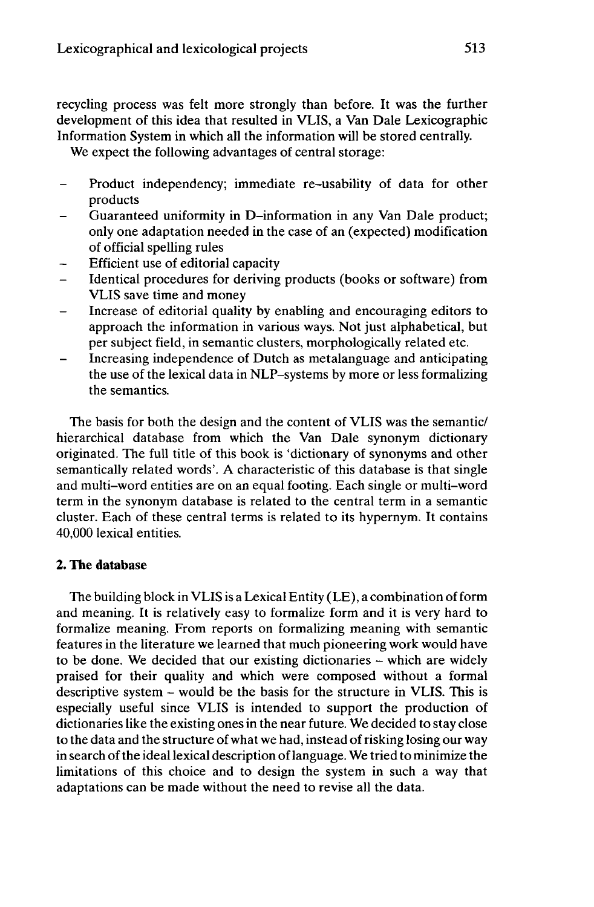recycling process was felt more strongly than before. It was the further development of this idea that resulted in VLIS, a Van Dale Lexicographic Information System in which all the information will be stored centrally.

We expect the following advantages of central storage:

- Product independency; immediate re-usability of data for other products
- Guaranteed uniformity in D-information in any Van Dale product; only one adaptation needed in the case of an (expected) modification of official spelling rules
- Efficient use of editorial capacity
- Identical procedures for deriving products (books or software) from VLIS save time and money
- Increase of editorial quality by enabling and encouraging editors to approach the information in various ways. Not just alphabetical, but per subject field, in semantic clusters, morphologically related etc.
- Increasing independence of Dutch as metalanguage and anticipating the use of the lexical data in NLP-systems by more or less formalizing the semantics.

The basis for both the design and the content of VLIS was the semantic/hierarchical database from which the Van Dale synonym dictionary originated. The full title of this book is 'dictionary of synonyms and other semantically related words'. A characteristic of this database is that single and multi-word entities are on an equal footing. Each single or multi-word term in the synonym database is related to the central term in a semantic cluster. Each of these central terms is related to its hypernym. It contains 40,000 lexical entities.

## 2. The database

The building block in VLIS is a Lexical Entity (LE), a combination of form and meaning. It is relatively easy to formalize form and it is very hard to formalize meaning. From reports on formalizing meaning with semantic features in the literature we learned that much pioneering work would have to be done. We decided that our existing dictionaries – which are widely praised for their quality and which were composed without a formal descriptive system – would be the basis for the structure in VLIS. This is especially useful since VLIS is intended to support the production of dictionaries like the existing ones in the near future. We decided to stay close to the data and the structure of what we had, instead of risking losing our way in search of the ideal lexical description of language. We tried to minimize the limitations of this choice and to design the system in such a way that adaptations can be made without the need to revise all the data.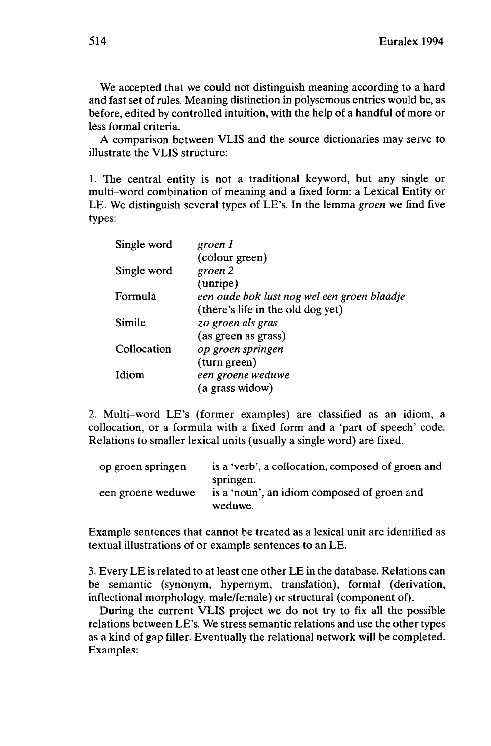We accepted that we could not distinguish meaning according to a hard and fast set of rules. Meaning distinction in polysemous entries would be, as before, edited by controlled intuition, with the help of a handful of more or less formal criteria.

A comparison between VLIS and the source dictionaries may serve to illustrate the VLIS structure:

1. The central entity is not a traditional keyword, but any single or multi-word combination of meaning and a fixed form: a Lexical Entity or LE. We distinguish several types of LE's. In the lemma *groen* we find five types:

| | |
|---|---|
| Single word | *groen 1* (colour green) |
| Single word | *groen 2* (unripe) |
| Formula | *een oude bok lust nog wel een groen blaadje* (there's life in the old dog yet) |
| Simile | *zo groen als gras* (as green as grass) |
| Collocation | *op groen springen* (turn green) |
| Idiom | *een groene weduwe* (a grass widow) |

2. Multi-word LE's (former examples) are classified as an idiom, a collocation, or a formula with a fixed form and a 'part of speech' code. Relations to smaller lexical units (usually a single word) are fixed.

| | |
|---|---|
| op groen springen | is a 'verb', a collocation, composed of groen and springen. |
| een groene weduwe | is a 'noun', an idiom composed of groen and weduwe. |

Example sentences that cannot be treated as a lexical unit are identified as textual illustrations of or example sentences to an LE.

3. Every LE is related to at least one other LE in the database. Relations can be semantic (synonym, hypernym, translation), formal (derivation, inflectional morphology, male/female) or structural (component of).

During the current VLIS project we do not try to fix all the possible relations between LE's. We stress semantic relations and use the other types as a kind of gap filler. Eventually the relational network will be completed. Examples: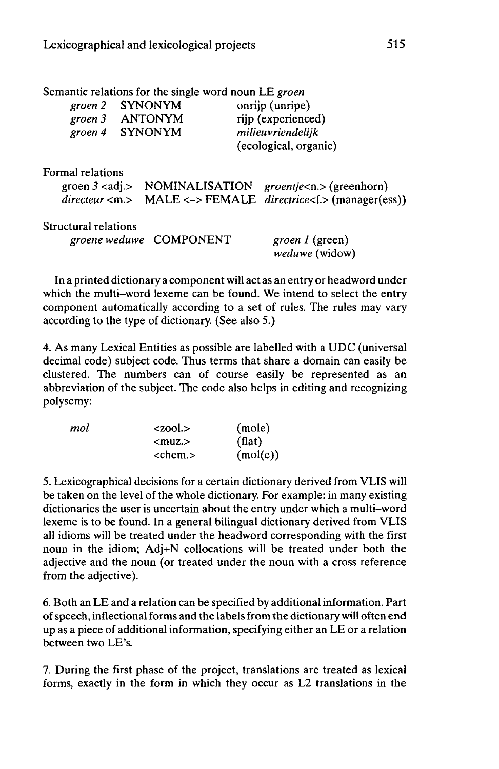Semantic relations for the single word noun LE *groen*

| | | |
|---|---|---|
| *groen 2* | SYNONYM | onrijp (unripe) |
| *groen 3* | ANTONYM | rijp (experienced) |
| *groen 4* | SYNONYM | *milieuvriendelijk* (ecological, organic) |

Formal relations

| | | |
|---|---|---|
| groen *3* <adj.> | NOMINALISATION | *groentje*<n.> (greenhorn) |
| *directeur* <m.> | MALE <–> FEMALE | *directrice*<f.> (manager(ess)) |

Structural relations

| | | |
|---|---|---|
| *groene weduwe* | COMPONENT | *groen 1* (green)<br>*weduwe* (widow) |

In a printed dictionary a component will act as an entry or headword under which the multi-word lexeme can be found. We intend to select the entry component automatically according to a set of rules. The rules may vary according to the type of dictionary. (See also 5.)

4. As many Lexical Entities as possible are labelled with a UDC (universal decimal code) subject code. Thus terms that share a domain can easily be clustered. The numbers can of course easily be represented as an abbreviation of the subject. The code also helps in editing and recognizing polysemy:

| | | |
|---|---|---|
| *mol* | <zool.> | (mole) |
| | <muz.> | (flat) |
| | <chem.> | (mol(e)) |

5. Lexicographical decisions for a certain dictionary derived from VLIS will be taken on the level of the whole dictionary. For example: in many existing dictionaries the user is uncertain about the entry under which a multi-word lexeme is to be found. In a general bilingual dictionary derived from VLIS all idioms will be treated under the headword corresponding with the first noun in the idiom; Adj+N collocations will be treated under both the adjective and the noun (or treated under the noun with a cross reference from the adjective).

6. Both an LE and a relation can be specified by additional information. Part of speech, inflectional forms and the labels from the dictionary will often end up as a piece of additional information, specifying either an LE or a relation between two LE's.

7. During the first phase of the project, translations are treated as lexical forms, exactly in the form in which they occur as L2 translations in the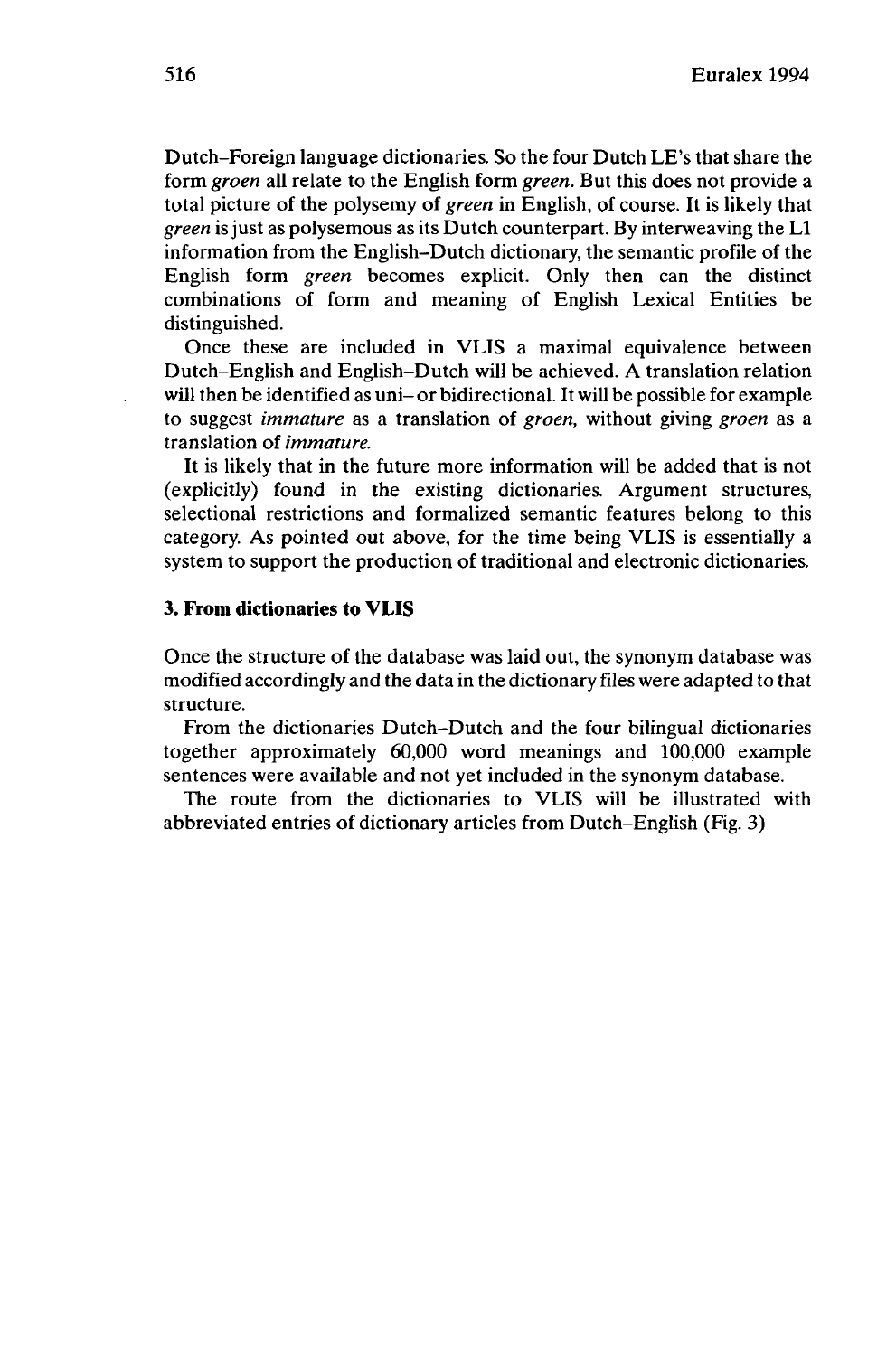Dutch–Foreign language dictionaries. So the four Dutch LE's that share the form *groen* all relate to the English form *green*. But this does not provide a total picture of the polysemy of *green* in English, of course. It is likely that *green* is just as polysemous as its Dutch counterpart. By interweaving the L1 information from the English–Dutch dictionary, the semantic profile of the English form *green* becomes explicit. Only then can the distinct combinations of form and meaning of English Lexical Entities be distinguished.

Once these are included in VLIS a maximal equivalence between Dutch–English and English–Dutch will be achieved. A translation relation will then be identified as uni– or bidirectional. It will be possible for example to suggest *immature* as a translation of *groen*, without giving *groen* as a translation of *immature*.

It is likely that in the future more information will be added that is not (explicitly) found in the existing dictionaries. Argument structures, selectional restrictions and formalized semantic features belong to this category. As pointed out above, for the time being VLIS is essentially a system to support the production of traditional and electronic dictionaries.

### 3. From dictionaries to VLIS

Once the structure of the database was laid out, the synonym database was modified accordingly and the data in the dictionary files were adapted to that structure.

From the dictionaries Dutch–Dutch and the four bilingual dictionaries together approximately 60,000 word meanings and 100,000 example sentences were available and not yet included in the synonym database.

The route from the dictionaries to VLIS will be illustrated with abbreviated entries of dictionary articles from Dutch–English (Fig. 3)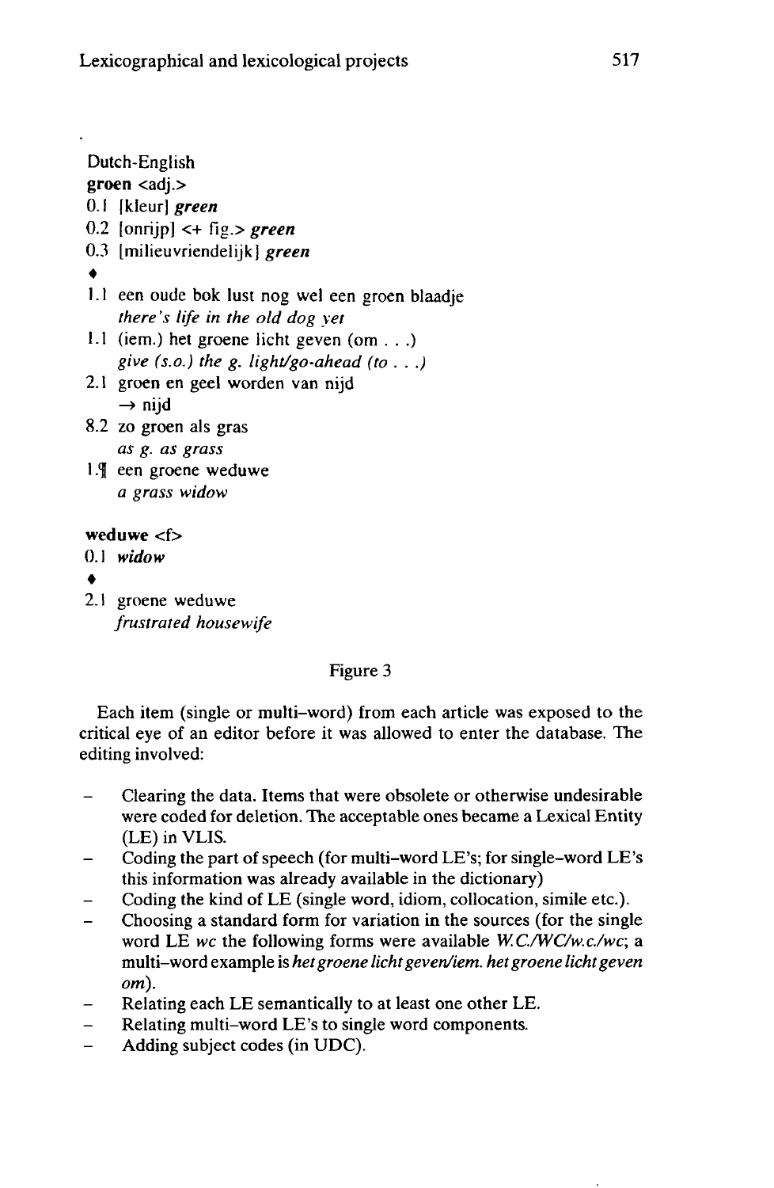Dutch-English

**groen** <adj.>

0.1 [kleur] ***green***

0.2 [onrijp] <+ fig.> ***green***

0.3 [milieuvriendelijk] ***green***

♦

1.1 een oude bok lust nog wel een groen blaadje
*there's life in the old dog yet*

1.1 (iem.) het groene licht geven (om . . .)
*give (s.o.) the g. light/go-ahead (to . . .)*

2.1 groen en geel worden van nijd
→ nijd

8.2 zo groen als gras
*as g. as grass*

1.¶ een groene weduwe
*a grass widow*

**weduwe** <f>

0.1 ***widow***

♦

2.1 groene weduwe
*frustrated housewife*

Figure 3

Each item (single or multi-word) from each article was exposed to the critical eye of an editor before it was allowed to enter the database. The editing involved:

- Clearing the data. Items that were obsolete or otherwise undesirable were coded for deletion. The acceptable ones became a Lexical Entity (LE) in VLIS.
- Coding the part of speech (for multi-word LE's; for single-word LE's this information was already available in the dictionary)
- Coding the kind of LE (single word, idiom, collocation, simile etc.).
- Choosing a standard form for variation in the sources (for the single word LE *wc* the following forms were available *W.C./WC/w.c./wc*; a multi-word example is *het groene licht geven/iem. het groene licht geven om*).
- Relating each LE semantically to at least one other LE.
- Relating multi-word LE's to single word components.
- Adding subject codes (in UDC).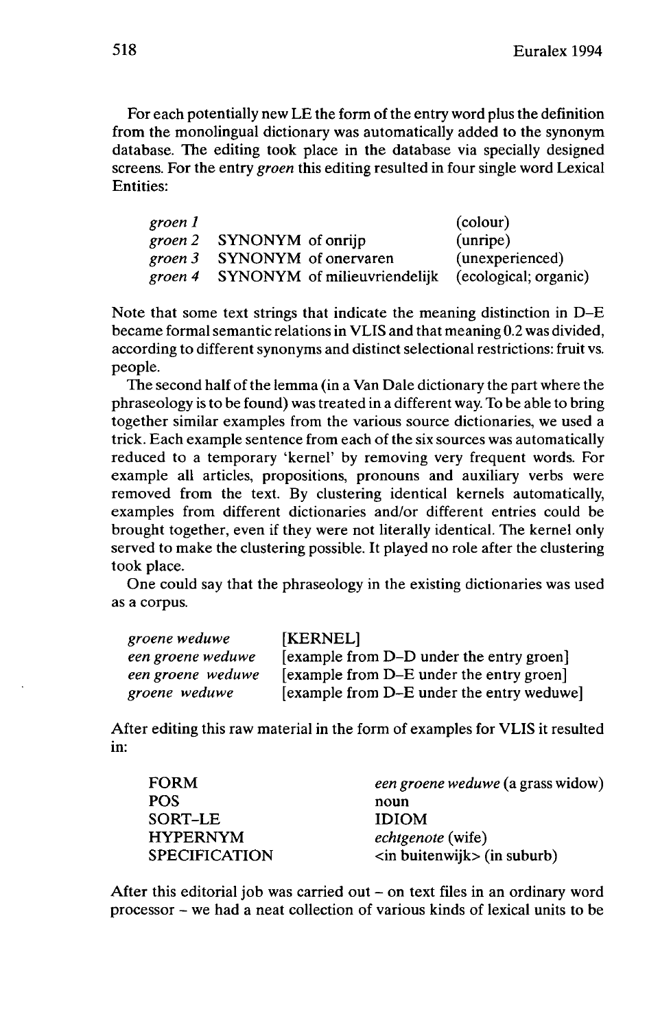For each potentially new LE the form of the entry word plus the definition from the monolingual dictionary was automatically added to the synonym database. The editing took place in the database via specially designed screens. For the entry *groen* this editing resulted in four single word Lexical Entities:

| | | |
|---|---|---|
| *groen 1* | | (colour) |
| *groen 2* | SYNONYM of onrijp | (unripe) |
| *groen 3* | SYNONYM of onervaren | (unexperienced) |
| *groen 4* | SYNONYM of milieuvriendelijk | (ecological; organic) |

Note that some text strings that indicate the meaning distinction in D–E became formal semantic relations in VLIS and that meaning 0.2 was divided, according to different synonyms and distinct selectional restrictions: fruit vs. people.

The second half of the lemma (in a Van Dale dictionary the part where the phraseology is to be found) was treated in a different way. To be able to bring together similar examples from the various source dictionaries, we used a trick. Each example sentence from each of the six sources was automatically reduced to a temporary 'kernel' by removing very frequent words. For example all articles, propositions, pronouns and auxiliary verbs were removed from the text. By clustering identical kernels automatically, examples from different dictionaries and/or different entries could be brought together, even if they were not literally identical. The kernel only served to make the clustering possible. It played no role after the clustering took place.

One could say that the phraseology in the existing dictionaries was used as a corpus.

| | |
|---|---|
| *groene weduwe* | [KERNEL] |
| *een groene weduwe* | [example from D–D under the entry groen] |
| *een groene weduwe* | [example from D–E under the entry groen] |
| *groene weduwe* | [example from D–E under the entry weduwe] |

After editing this raw material in the form of examples for VLIS it resulted in:

| | |
|---|---|
| FORM | *een groene weduwe* (a grass widow) |
| POS | noun |
| SORT-LE | IDIOM |
| HYPERNYM | *echtgenote* (wife) |
| SPECIFICATION | <in buitenwijk> (in suburb) |

After this editorial job was carried out – on text files in an ordinary word processor – we had a neat collection of various kinds of lexical units to be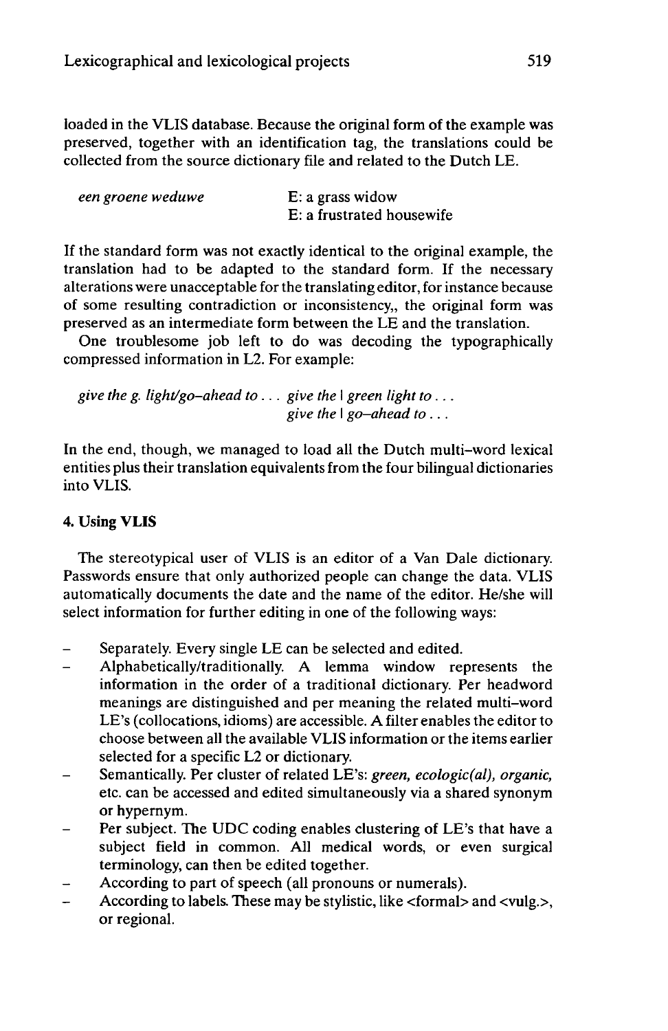loaded in the VLIS database. Because the original form of the example was preserved, together with an identification tag, the translations could be collected from the source dictionary file and related to the Dutch LE.

| *een groene weduwe* | E: a grass widow |
|---|---|
| | E: a frustrated housewife |

If the standard form was not exactly identical to the original example, the translation had to be adapted to the standard form. If the necessary alterations were unacceptable for the translating editor, for instance because of some resulting contradiction or inconsistency,, the original form was preserved as an intermediate form between the LE and the translation.

One troublesome job left to do was decoding the typographically compressed information in L2. For example:

| *give the g. light/go–ahead to . . .* | *give the* \| *green light to . . .* |
|---|---|
| | *give the* \| *go–ahead to . . .* |

In the end, though, we managed to load all the Dutch multi-word lexical entities plus their translation equivalents from the four bilingual dictionaries into VLIS.

## 4. Using VLIS

The stereotypical user of VLIS is an editor of a Van Dale dictionary. Passwords ensure that only authorized people can change the data. VLIS automatically documents the date and the name of the editor. He/she will select information for further editing in one of the following ways:

- Separately. Every single LE can be selected and edited.
- Alphabetically/traditionally. A lemma window represents the information in the order of a traditional dictionary. Per headword meanings are distinguished and per meaning the related multi-word LE's (collocations, idioms) are accessible. A filter enables the editor to choose between all the available VLIS information or the items earlier selected for a specific L2 or dictionary.
- Semantically. Per cluster of related LE's: *green, ecologic(al), organic,* etc. can be accessed and edited simultaneously via a shared synonym or hypernym.
- Per subject. The UDC coding enables clustering of LE's that have a subject field in common. All medical words, or even surgical terminology, can then be edited together.
- According to part of speech (all pronouns or numerals).
- According to labels. These may be stylistic, like <formal> and <vulg.>, or regional.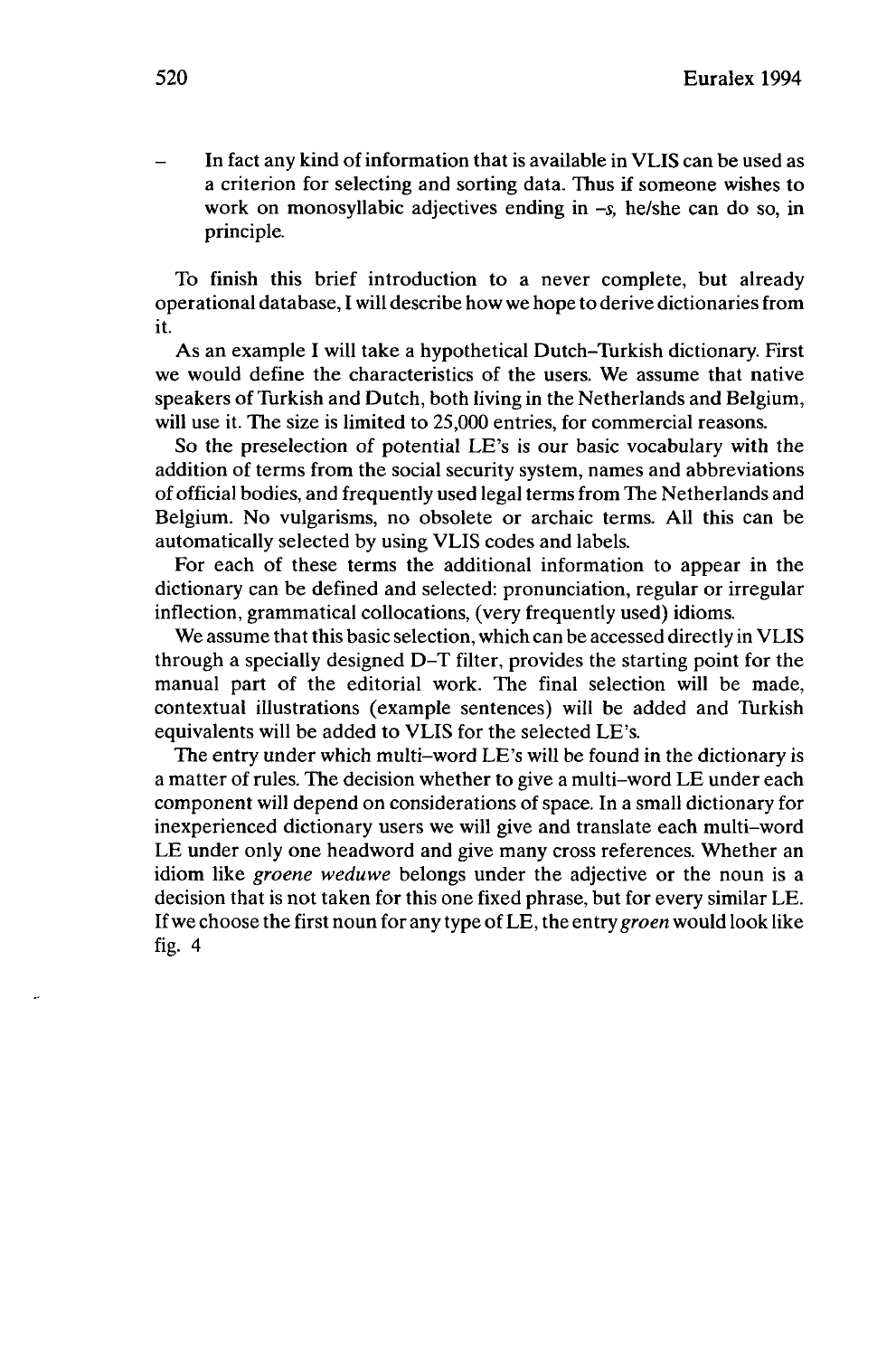- In fact any kind of information that is available in VLIS can be used as a criterion for selecting and sorting data. Thus if someone wishes to work on monosyllabic adjectives ending in *-s*, he/she can do so, in principle.

To finish this brief introduction to a never complete, but already operational database, I will describe how we hope to derive dictionaries from it.

As an example I will take a hypothetical Dutch–Turkish dictionary. First we would define the characteristics of the users. We assume that native speakers of Turkish and Dutch, both living in the Netherlands and Belgium, will use it. The size is limited to 25,000 entries, for commercial reasons.

So the preselection of potential LE's is our basic vocabulary with the addition of terms from the social security system, names and abbreviations of official bodies, and frequently used legal terms from The Netherlands and Belgium. No vulgarisms, no obsolete or archaic terms. All this can be automatically selected by using VLIS codes and labels.

For each of these terms the additional information to appear in the dictionary can be defined and selected: pronunciation, regular or irregular inflection, grammatical collocations, (very frequently used) idioms.

We assume that this basic selection, which can be accessed directly in VLIS through a specially designed D–T filter, provides the starting point for the manual part of the editorial work. The final selection will be made, contextual illustrations (example sentences) will be added and Turkish equivalents will be added to VLIS for the selected LE's.

The entry under which multi-word LE's will be found in the dictionary is a matter of rules. The decision whether to give a multi-word LE under each component will depend on considerations of space. In a small dictionary for inexperienced dictionary users we will give and translate each multi-word LE under only one headword and give many cross references. Whether an idiom like *groene weduwe* belongs under the adjective or the noun is a decision that is not taken for this one fixed phrase, but for every similar LE. If we choose the first noun for any type of LE, the entry *groen* would look like fig. 4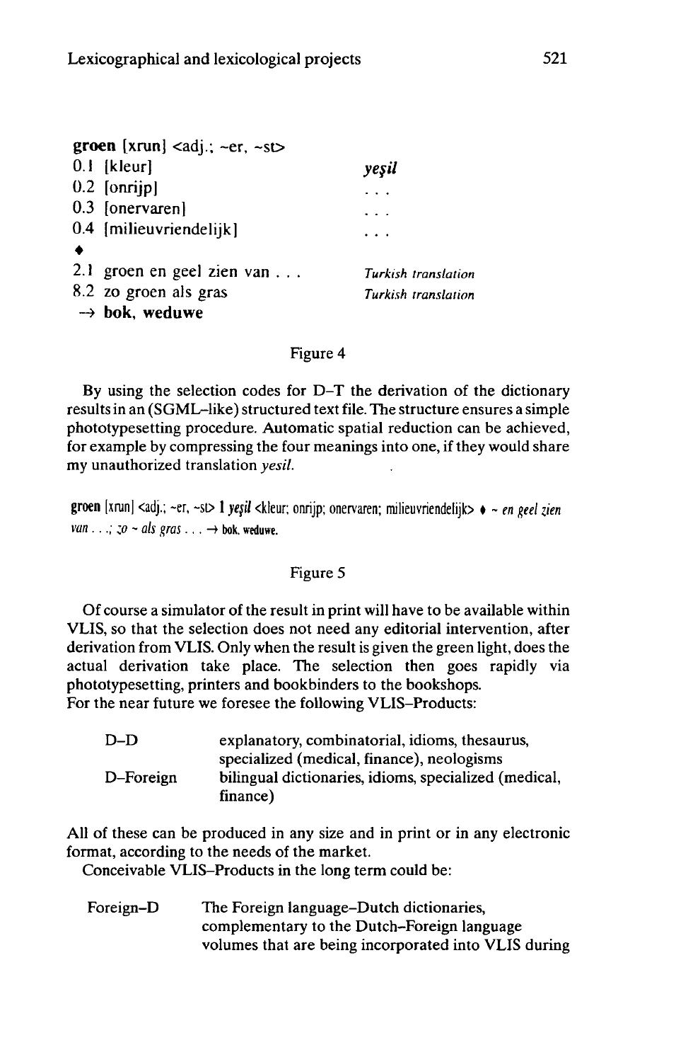**groen** [xrun] <adj.; ~er, ~st>

| | | |
|---|---|---|
| 0.1 | [kleur] | *yeşil* |
| 0.2 | [onrijp] | . . . |
| 0.3 | [onervaren] | . . . |
| 0.4 | [milieuvriendelijk] | . . . |
| ♦ | | |
| 2.1 | groen en geel zien van . . . | *Turkish translation* |
| 8.2 | zo groen als gras | *Turkish translation* |

→ **bok, weduwe**

Figure 4

By using the selection codes for D–T the derivation of the dictionary results in an (SGML–like) structured text file. The structure ensures a simple phototypesetting procedure. Automatic spatial reduction can be achieved, for example by compressing the four meanings into one, if they would share my unauthorized translation *yesil.*

**groen** [xrun] <adj.; ~er, ~st> **1** ***yeşil*** <kleur; onrijp; onervaren; milieuvriendelijk> ♦ ~ *en geel zien van . . .; zo ~ als gras . . .* → **bok, weduwe.**

Figure 5

Of course a simulator of the result in print will have to be available within VLIS, so that the selection does not need any editorial intervention, after derivation from VLIS. Only when the result is given the green light, does the actual derivation take place. The selection then goes rapidly via phototypesetting, printers and bookbinders to the bookshops.
For the near future we foresee the following VLIS–Products:

| | |
|---|---|
| D–D | explanatory, combinatorial, idioms, thesaurus, specialized (medical, finance), neologisms |
| D–Foreign | bilingual dictionaries, idioms, specialized (medical, finance) |

All of these can be produced in any size and in print or in any electronic format, according to the needs of the market.

Conceivable VLIS–Products in the long term could be:

| | |
|---|---|
| Foreign–D | The Foreign language–Dutch dictionaries, complementary to the Dutch–Foreign language volumes that are being incorporated into VLIS during |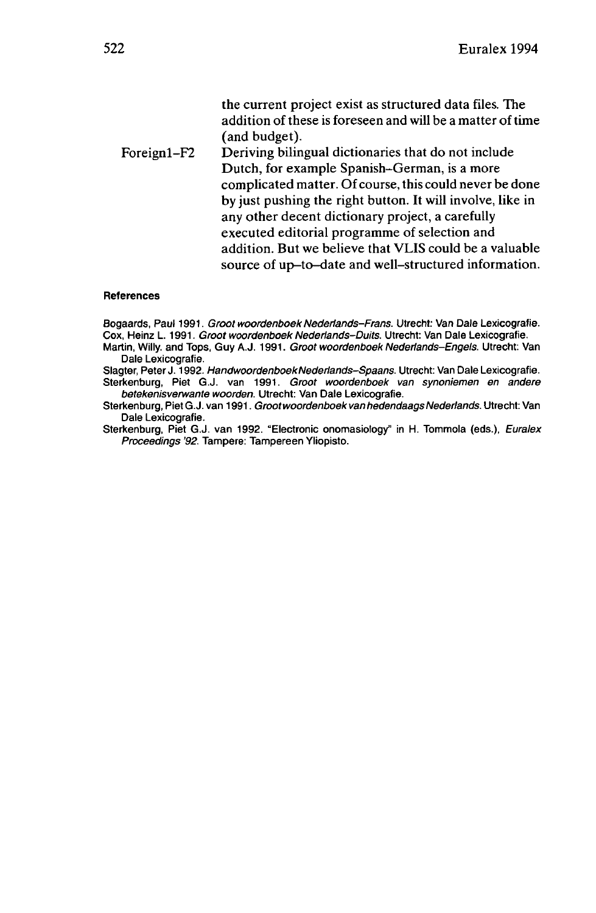the current project exist as structured data files. The addition of these is foreseen and will be a matter of time (and budget).

Foreign1–F2 Deriving bilingual dictionaries that do not include Dutch, for example Spanish–German, is a more complicated matter. Of course, this could never be done by just pushing the right button. It will involve, like in any other decent dictionary project, a carefully executed editorial programme of selection and addition. But we believe that VLIS could be a valuable source of up–to–date and well–structured information.

#### References

Bogaards, Paul 1991. *Groot woordenboek Nederlands–Frans*. Utrecht: Van Dale Lexicografie.

Cox, Heinz L. 1991. *Groot woordenboek Nederlands–Duits*. Utrecht: Van Dale Lexicografie.

Martin, Willy. and Tops, Guy A.J. 1991. *Groot woordenboek Nederlands–Engels*. Utrecht: Van Dale Lexicografie.

Slagter, Peter J. 1992. *Handwoordenboek Nederlands–Spaans*. Utrecht: Van Dale Lexicografie.

Sterkenburg, Piet G.J. van 1991. *Groot woordenboek van synoniemen en andere betekenisverwante woorden*. Utrecht: Van Dale Lexicografie.

Sterkenburg, Piet G.J. van 1991. *Groot woordenboek van hedendaags Nederlands*. Utrecht: Van Dale Lexicografie.

Sterkenburg, Piet G.J. van 1992. "Electronic onomasiology" in H. Tommola (eds.), *Euralex Proceedings '92*. Tampere: Tampereen Yliopisto.